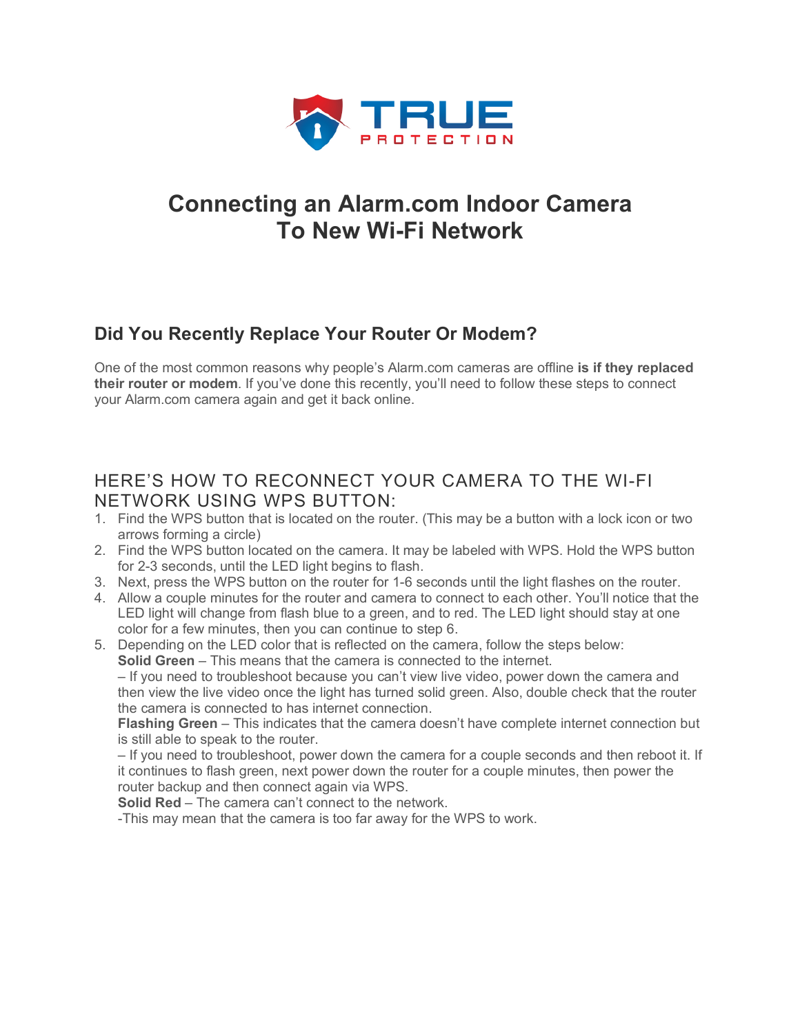# Connecting an Alarm.com Indoor Camera To New Wi-Fi Network

## Did You Recently Replace Your Router Or Modem?

One of the most common reasons why people's Alarm.com cameras are offline **is if they replaced their router or modem**. If you've done this recently, you'll need to follow these steps to connect your Alarm.com camera again and get it back online.

## HERE'S HOW TO RECONNECT YOUR CAMERA TO THE WI-FI NETWORK USING WPS BUTTON:

1. Find the WPS button that is located on the router. (This may be a button with a lock icon or two arrows forming a circle)
2. Find the WPS button located on the camera. It may be labeled with WPS. Hold the WPS button for 2-3 seconds, until the LED light begins to flash.
3. Next, press the WPS button on the router for 1-6 seconds until the light flashes on the router.
4. Allow a couple minutes for the router and camera to connect to each other. You'll notice that the LED light will change from flash blue to a green, and to red. The LED light should stay at one color for a few minutes, then you can continue to step 6.
5. Depending on the LED color that is reflected on the camera, follow the steps below:
   **Solid Green** – This means that the camera is connected to the internet.
   – If you need to troubleshoot because you can't view live video, power down the camera and then view the live video once the light has turned solid green. Also, double check that the router the camera is connected to has internet connection.
   **Flashing Green** – This indicates that the camera doesn't have complete internet connection but is still able to speak to the router.
   – If you need to troubleshoot, power down the camera for a couple seconds and then reboot it. If it continues to flash green, next power down the router for a couple minutes, then power the router backup and then connect again via WPS.
   **Solid Red** – The camera can't connect to the network.
   -This may mean that the camera is too far away for the WPS to work.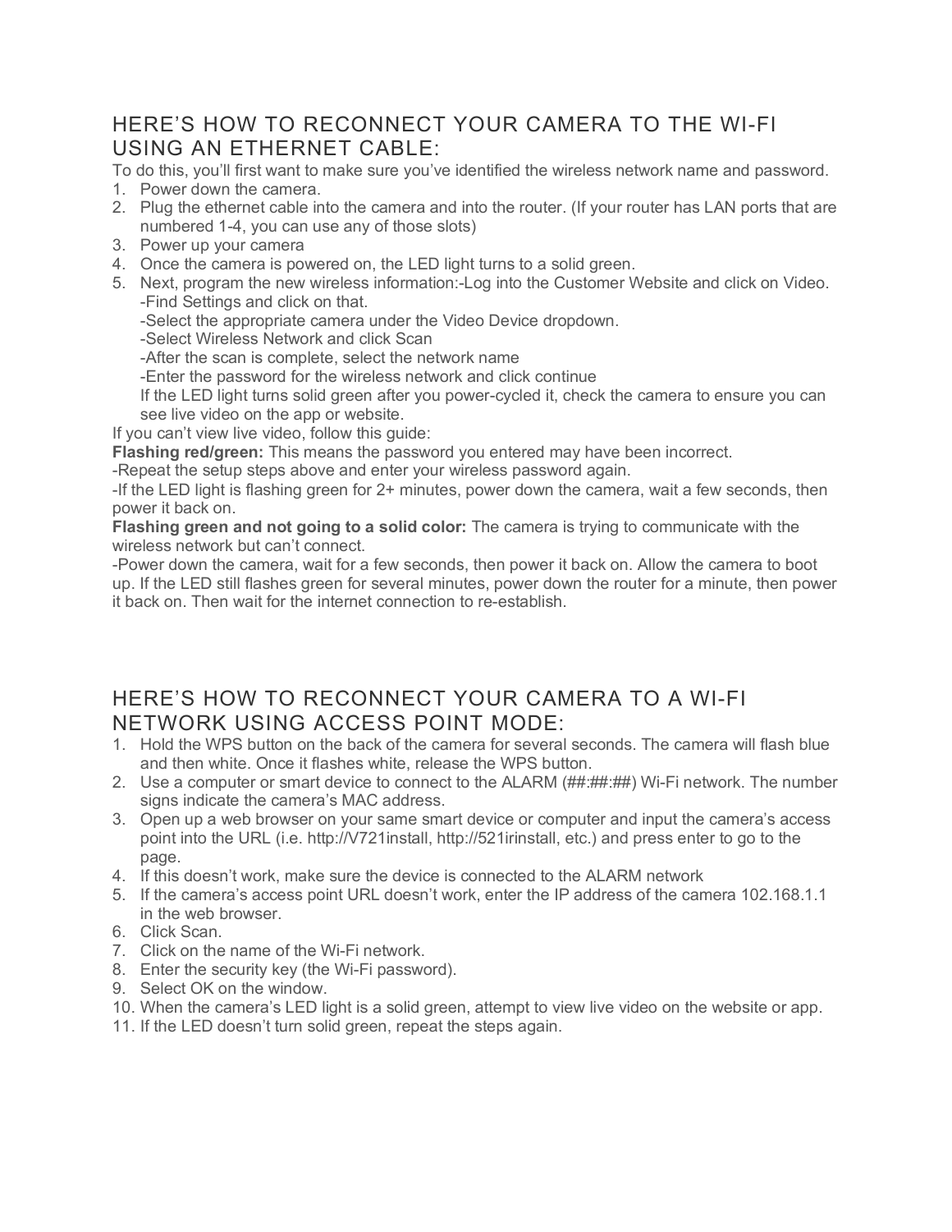## HERE'S HOW TO RECONNECT YOUR CAMERA TO THE WI-FI USING AN ETHERNET CABLE:

To do this, you'll first want to make sure you've identified the wireless network name and password.

1. Power down the camera.
2. Plug the ethernet cable into the camera and into the router. (If your router has LAN ports that are numbered 1-4, you can use any of those slots)
3. Power up your camera
4. Once the camera is powered on, the LED light turns to a solid green.
5. Next, program the new wireless information:-Log into the Customer Website and click on Video.
   -Find Settings and click on that.
   -Select the appropriate camera under the Video Device dropdown.
   -Select Wireless Network and click Scan
   -After the scan is complete, select the network name
   -Enter the password for the wireless network and click continue
   If the LED light turns solid green after you power-cycled it, check the camera to ensure you can see live video on the app or website.

If you can't view live video, follow this guide:

**Flashing red/green:** This means the password you entered may have been incorrect.

-Repeat the setup steps above and enter your wireless password again.

-If the LED light is flashing green for 2+ minutes, power down the camera, wait a few seconds, then power it back on.

**Flashing green and not going to a solid color:** The camera is trying to communicate with the wireless network but can't connect.

-Power down the camera, wait for a few seconds, then power it back on. Allow the camera to boot up. If the LED still flashes green for several minutes, power down the router for a minute, then power it back on. Then wait for the internet connection to re-establish.

## HERE'S HOW TO RECONNECT YOUR CAMERA TO A WI-FI NETWORK USING ACCESS POINT MODE:

1. Hold the WPS button on the back of the camera for several seconds. The camera will flash blue and then white. Once it flashes white, release the WPS button.
2. Use a computer or smart device to connect to the ALARM (##:##:##) Wi-Fi network. The number signs indicate the camera's MAC address.
3. Open up a web browser on your same smart device or computer and input the camera's access point into the URL (i.e. http://V721install, http://521irinstall, etc.) and press enter to go to the page.
4. If this doesn't work, make sure the device is connected to the ALARM network
5. If the camera's access point URL doesn't work, enter the IP address of the camera 102.168.1.1 in the web browser.
6. Click Scan.
7. Click on the name of the Wi-Fi network.
8. Enter the security key (the Wi-Fi password).
9. Select OK on the window.
10. When the camera's LED light is a solid green, attempt to view live video on the website or app.
11. If the LED doesn't turn solid green, repeat the steps again.